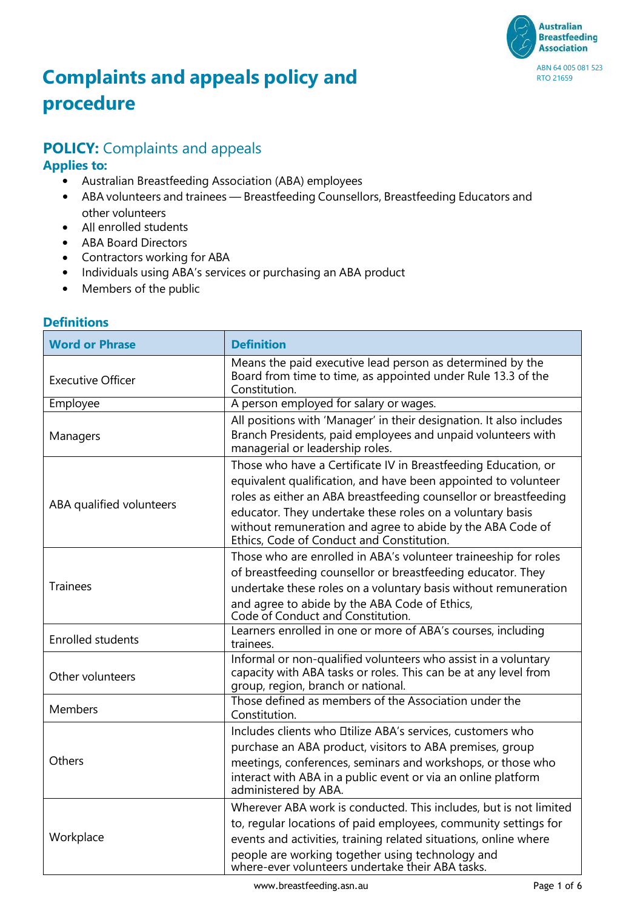# Complaints and appeals policy and procedure

## POLICY: Complaints and appeals

### Applies to:

- Australian Breastfeeding Association (ABA) employees
- ABA volunteers and trainees — Breastfeeding Counsellors, Breastfeeding Educators and other volunteers
- All enrolled students
- ABA Board Directors
- Contractors working for ABA
- Individuals using ABA's services or purchasing an ABA product
- Members of the public

### Definitions

| Word or Phrase | Definition |
|---|---|
| Executive Officer | Means the paid executive lead person as determined by the Board from time to time, as appointed under Rule 13.3 of the Constitution. |
| Employee | A person employed for salary or wages. |
| Managers | All positions with 'Manager' in their designation. It also includes Branch Presidents, paid employees and unpaid volunteers with managerial or leadership roles. |
| ABA qualified volunteers | Those who have a Certificate IV in Breastfeeding Education, or equivalent qualification, and have been appointed to volunteer roles as either an ABA breastfeeding counsellor or breastfeeding educator. They undertake these roles on a voluntary basis without remuneration and agree to abide by the ABA Code of Ethics, Code of Conduct and Constitution. |
| Trainees | Those who are enrolled in ABA's volunteer traineeship for roles of breastfeeding counsellor or breastfeeding educator. They undertake these roles on a voluntary basis without remuneration and agree to abide by the ABA Code of Ethics, Code of Conduct and Constitution. |
| Enrolled students | Learners enrolled in one or more of ABA's courses, including trainees. |
| Other volunteers | Informal or non-qualified volunteers who assist in a voluntary capacity with ABA tasks or roles. This can be at any level from group, region, branch or national. |
| Members | Those defined as members of the Association under the Constitution. |
| Others | Includes clients who utilize ABA's services, customers who purchase an ABA product, visitors to ABA premises, group meetings, conferences, seminars and workshops, or those who interact with ABA in a public event or via an online platform administered by ABA. |
| Workplace | Wherever ABA work is conducted. This includes, but is not limited to, regular locations of paid employees, community settings for events and activities, training related situations, online where people are working together using technology and where-ever volunteers undertake their ABA tasks. |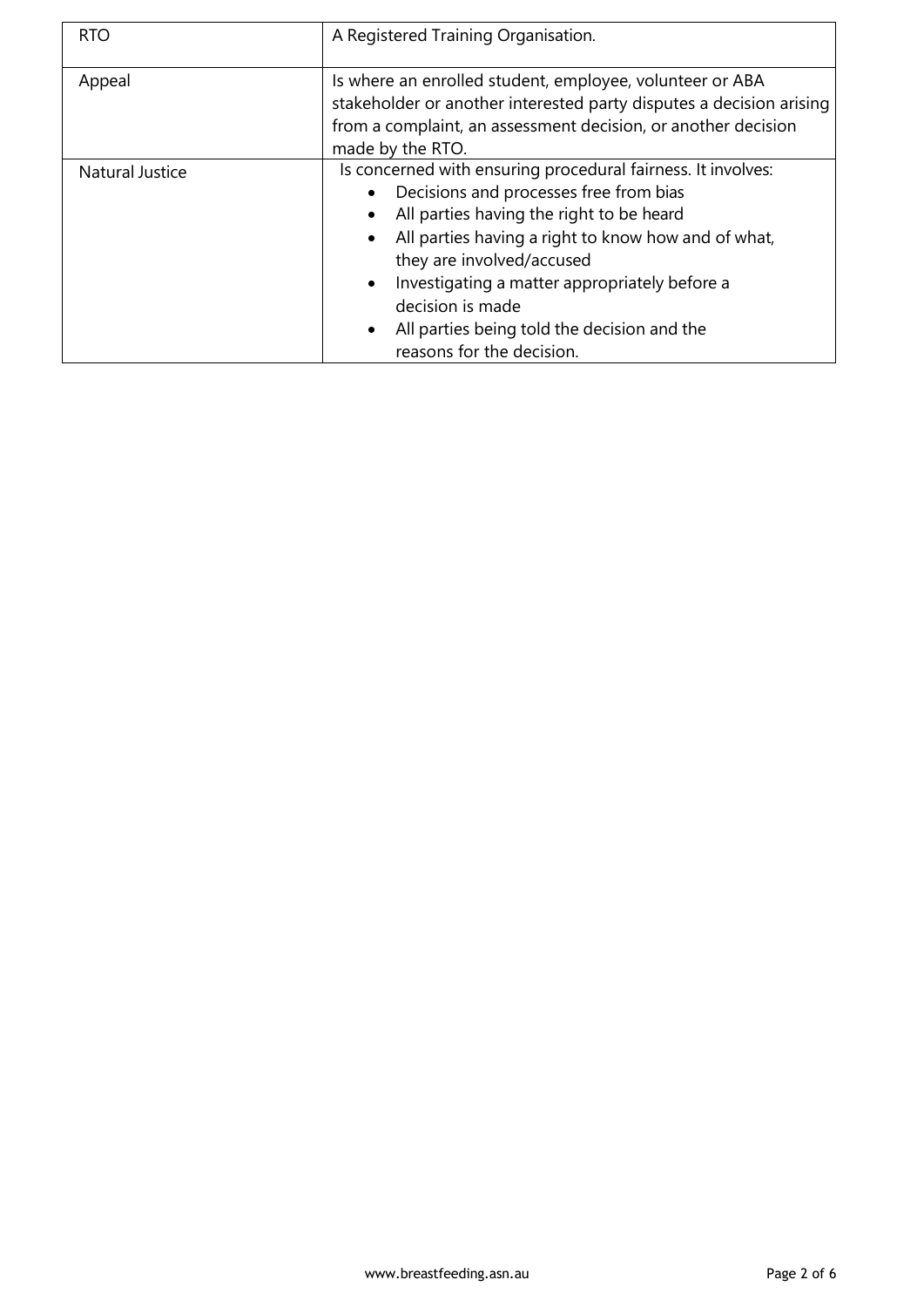| RTO | A Registered Training Organisation. |
| --- | --- |
| Appeal | Is where an enrolled student, employee, volunteer or ABA stakeholder or another interested party disputes a decision arising from a complaint, an assessment decision, or another decision made by the RTO. |
| Natural Justice | Is concerned with ensuring procedural fairness. It involves:<br>• Decisions and processes free from bias<br>• All parties having the right to be heard<br>• All parties having a right to know how and of what, they are involved/accused<br>• Investigating a matter appropriately before a decision is made<br>• All parties being told the decision and the reasons for the decision. |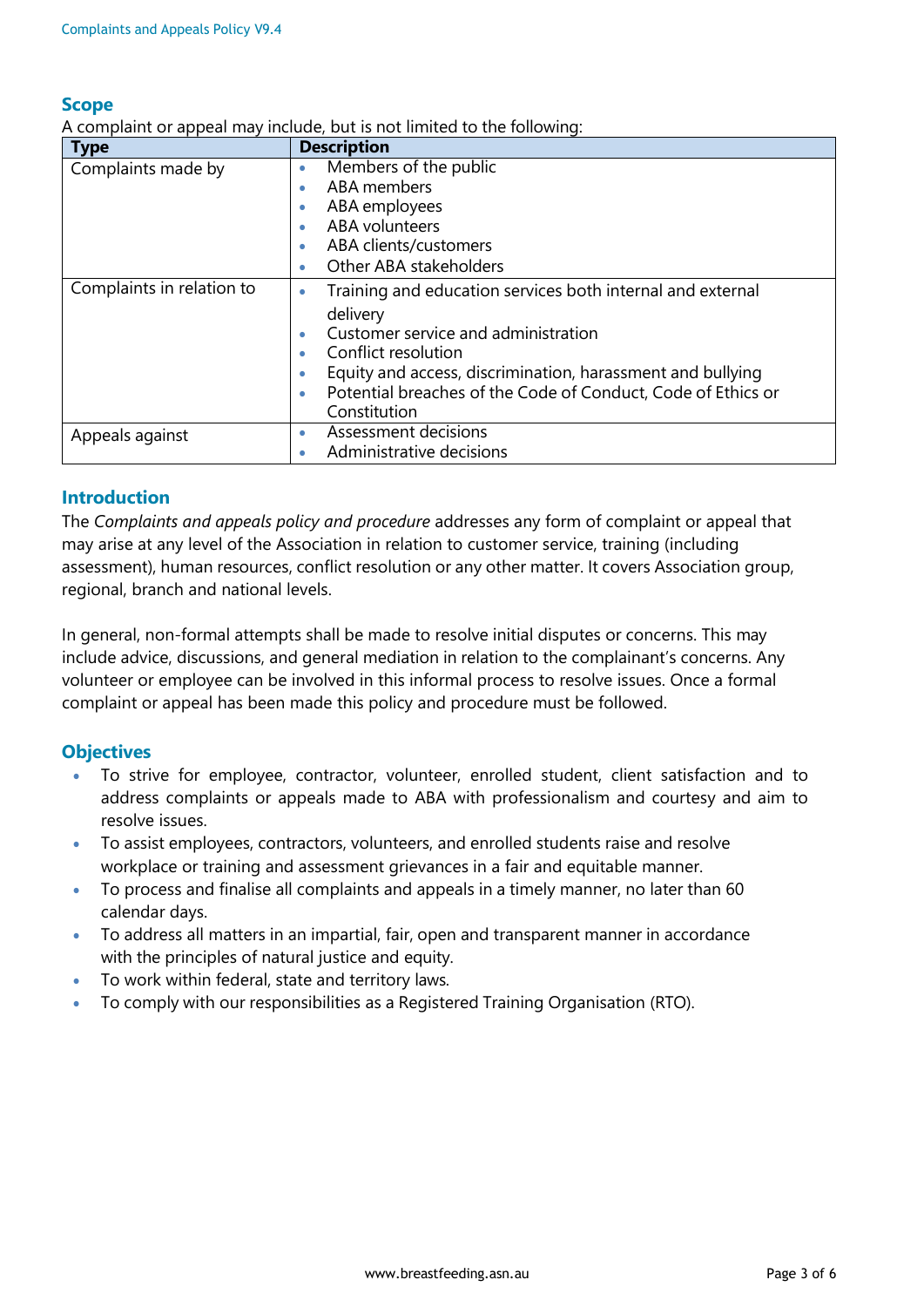## Scope

A complaint or appeal may include, but is not limited to the following:

| Type | Description |
|---|---|
| Complaints made by | • Members of the public<br>• ABA members<br>• ABA employees<br>• ABA volunteers<br>• ABA clients/customers<br>• Other ABA stakeholders |
| Complaints in relation to | • Training and education services both internal and external delivery<br>• Customer service and administration<br>• Conflict resolution<br>• Equity and access, discrimination, harassment and bullying<br>• Potential breaches of the Code of Conduct, Code of Ethics or Constitution |
| Appeals against | • Assessment decisions<br>• Administrative decisions |

## Introduction

The *Complaints and appeals policy and procedure* addresses any form of complaint or appeal that may arise at any level of the Association in relation to customer service, training (including assessment), human resources, conflict resolution or any other matter. It covers Association group, regional, branch and national levels.

In general, non-formal attempts shall be made to resolve initial disputes or concerns. This may include advice, discussions, and general mediation in relation to the complainant's concerns. Any volunteer or employee can be involved in this informal process to resolve issues. Once a formal complaint or appeal has been made this policy and procedure must be followed.

## Objectives

- To strive for employee, contractor, volunteer, enrolled student, client satisfaction and to address complaints or appeals made to ABA with professionalism and courtesy and aim to resolve issues.
- To assist employees, contractors, volunteers, and enrolled students raise and resolve workplace or training and assessment grievances in a fair and equitable manner.
- To process and finalise all complaints and appeals in a timely manner, no later than 60 calendar days.
- To address all matters in an impartial, fair, open and transparent manner in accordance with the principles of natural justice and equity.
- To work within federal, state and territory laws.
- To comply with our responsibilities as a Registered Training Organisation (RTO).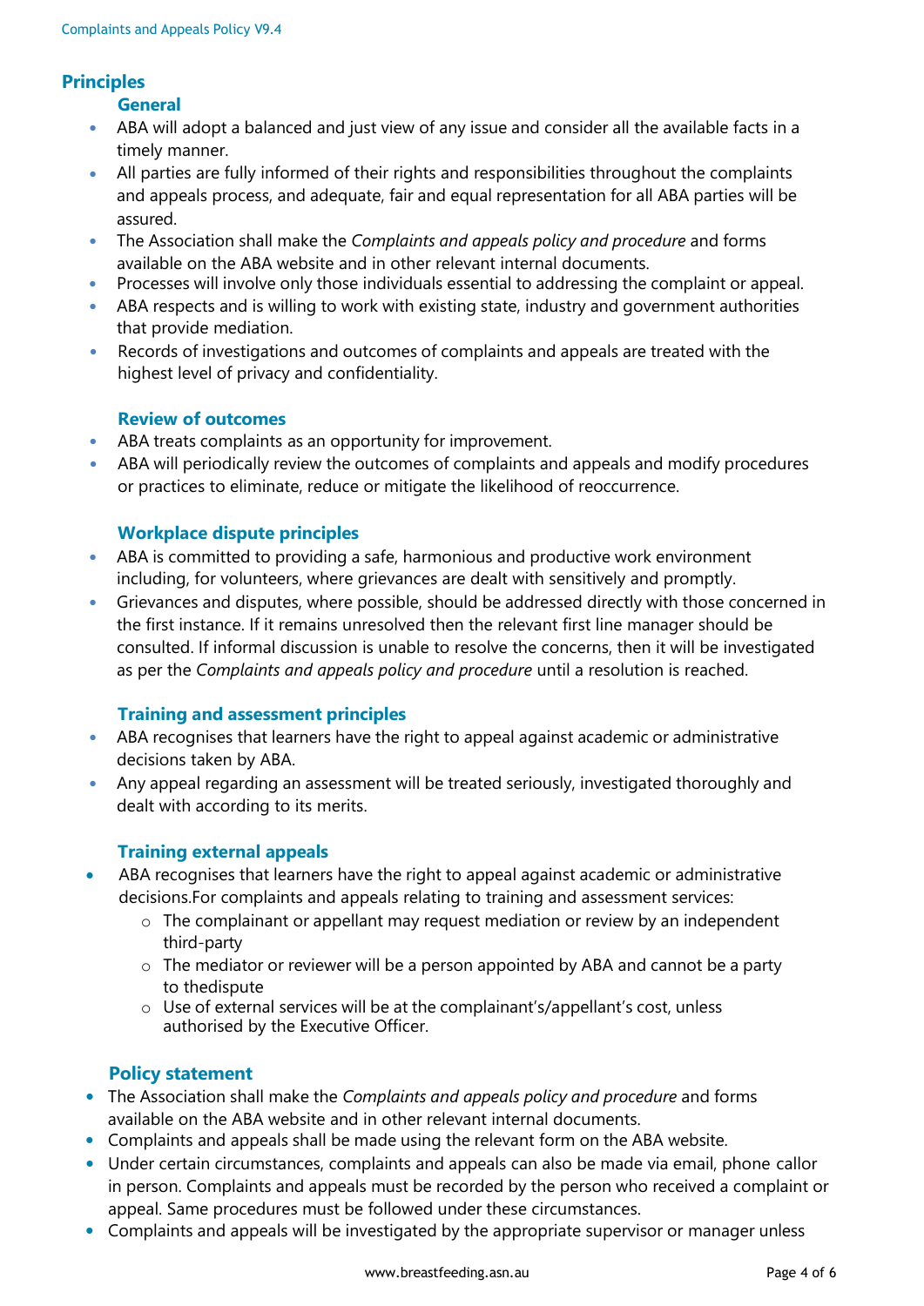## Principles

### General

- ABA will adopt a balanced and just view of any issue and consider all the available facts in a timely manner.
- All parties are fully informed of their rights and responsibilities throughout the complaints and appeals process, and adequate, fair and equal representation for all ABA parties will be assured.
- The Association shall make the *Complaints and appeals policy and procedure* and forms available on the ABA website and in other relevant internal documents.
- Processes will involve only those individuals essential to addressing the complaint or appeal.
- ABA respects and is willing to work with existing state, industry and government authorities that provide mediation.
- Records of investigations and outcomes of complaints and appeals are treated with the highest level of privacy and confidentiality.

### Review of outcomes

- ABA treats complaints as an opportunity for improvement.
- ABA will periodically review the outcomes of complaints and appeals and modify procedures or practices to eliminate, reduce or mitigate the likelihood of reoccurrence.

### Workplace dispute principles

- ABA is committed to providing a safe, harmonious and productive work environment including, for volunteers, where grievances are dealt with sensitively and promptly.
- Grievances and disputes, where possible, should be addressed directly with those concerned in the first instance. If it remains unresolved then the relevant first line manager should be consulted. If informal discussion is unable to resolve the concerns, then it will be investigated as per the *Complaints and appeals policy and procedure* until a resolution is reached.

### Training and assessment principles

- ABA recognises that learners have the right to appeal against academic or administrative decisions taken by ABA.
- Any appeal regarding an assessment will be treated seriously, investigated thoroughly and dealt with according to its merits.

### Training external appeals

- ABA recognises that learners have the right to appeal against academic or administrative decisions.For complaints and appeals relating to training and assessment services:
  - The complainant or appellant may request mediation or review by an independent third-party
  - The mediator or reviewer will be a person appointed by ABA and cannot be a party to thedispute
  - Use of external services will be at the complainant's/appellant's cost, unless authorised by the Executive Officer.

### Policy statement

- The Association shall make the *Complaints and appeals policy and procedure* and forms available on the ABA website and in other relevant internal documents.
- Complaints and appeals shall be made using the relevant form on the ABA website.
- Under certain circumstances, complaints and appeals can also be made via email, phone callor in person. Complaints and appeals must be recorded by the person who received a complaint or appeal. Same procedures must be followed under these circumstances.
- Complaints and appeals will be investigated by the appropriate supervisor or manager unless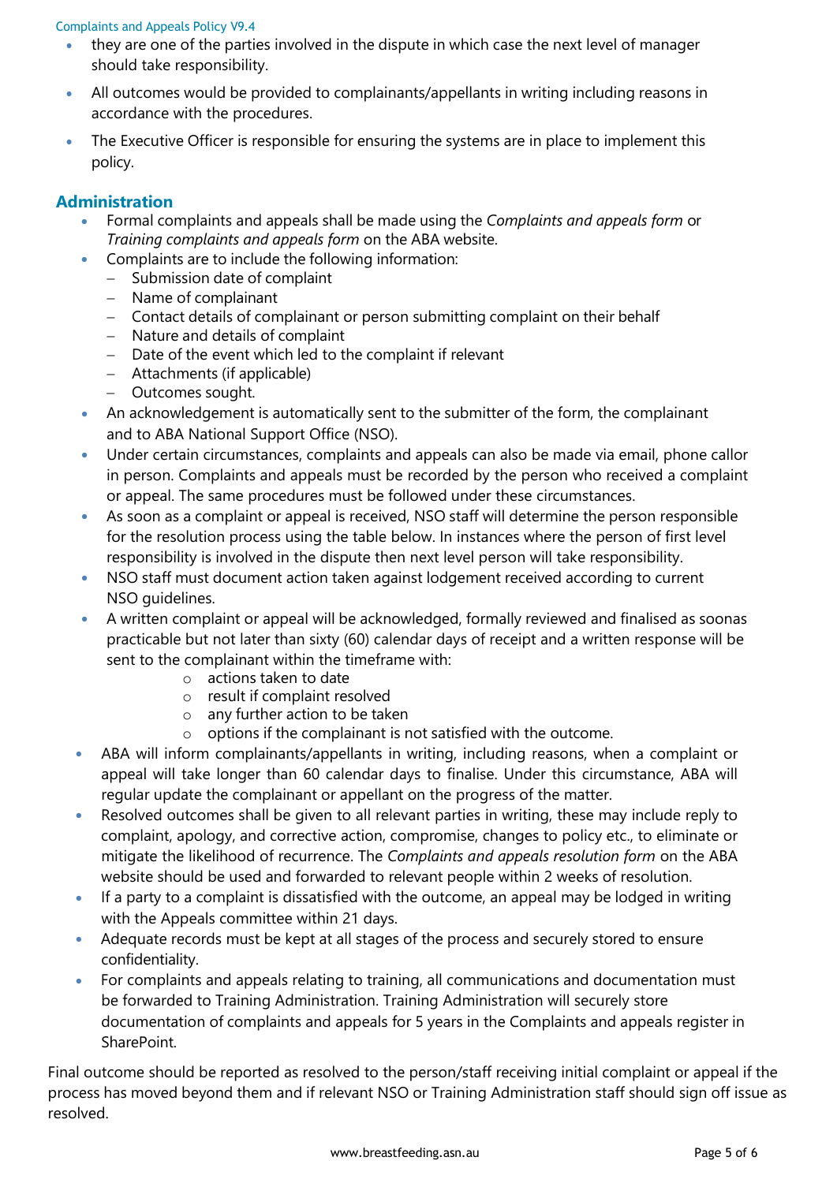- they are one of the parties involved in the dispute in which case the next level of manager should take responsibility.
- All outcomes would be provided to complainants/appellants in writing including reasons in accordance with the procedures.
- The Executive Officer is responsible for ensuring the systems are in place to implement this policy.

## Administration

- Formal complaints and appeals shall be made using the *Complaints and appeals form* or *Training complaints and appeals form* on the ABA website.
- Complaints are to include the following information:
  - Submission date of complaint
  - Name of complainant
  - Contact details of complainant or person submitting complaint on their behalf
  - Nature and details of complaint
  - Date of the event which led to the complaint if relevant
  - Attachments (if applicable)
  - Outcomes sought.
- An acknowledgement is automatically sent to the submitter of the form, the complainant and to ABA National Support Office (NSO).
- Under certain circumstances, complaints and appeals can also be made via email, phone callor in person. Complaints and appeals must be recorded by the person who received a complaint or appeal. The same procedures must be followed under these circumstances.
- As soon as a complaint or appeal is received, NSO staff will determine the person responsible for the resolution process using the table below. In instances where the person of first level responsibility is involved in the dispute then next level person will take responsibility.
- NSO staff must document action taken against lodgement received according to current NSO guidelines.
- A written complaint or appeal will be acknowledged, formally reviewed and finalised as soonas practicable but not later than sixty (60) calendar days of receipt and a written response will be sent to the complainant within the timeframe with:
  - actions taken to date
  - result if complaint resolved
  - any further action to be taken
  - options if the complainant is not satisfied with the outcome.
- ABA will inform complainants/appellants in writing, including reasons, when a complaint or appeal will take longer than 60 calendar days to finalise. Under this circumstance, ABA will regular update the complainant or appellant on the progress of the matter.
- Resolved outcomes shall be given to all relevant parties in writing, these may include reply to complaint, apology, and corrective action, compromise, changes to policy etc., to eliminate or mitigate the likelihood of recurrence. The *Complaints and appeals resolution form* on the ABA website should be used and forwarded to relevant people within 2 weeks of resolution.
- If a party to a complaint is dissatisfied with the outcome, an appeal may be lodged in writing with the Appeals committee within 21 days.
- Adequate records must be kept at all stages of the process and securely stored to ensure confidentiality.
- For complaints and appeals relating to training, all communications and documentation must be forwarded to Training Administration. Training Administration will securely store documentation of complaints and appeals for 5 years in the Complaints and appeals register in SharePoint.

Final outcome should be reported as resolved to the person/staff receiving initial complaint or appeal if the process has moved beyond them and if relevant NSO or Training Administration staff should sign off issue as resolved.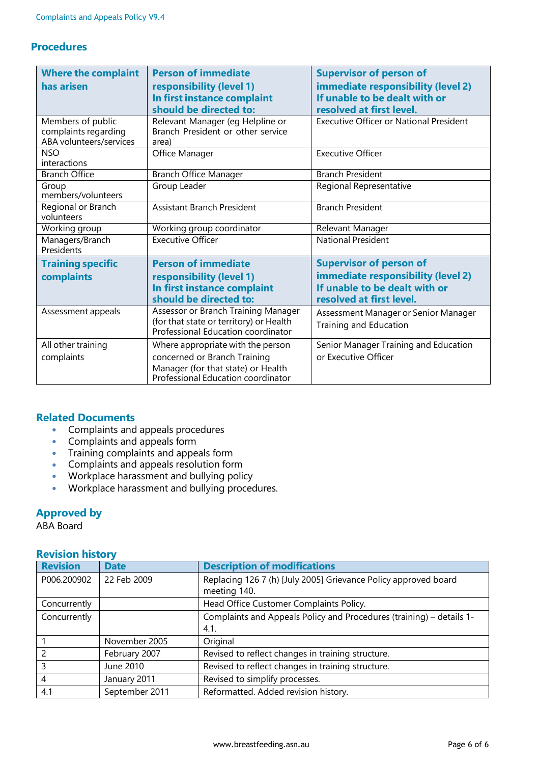## Procedures

| Where the complaint has arisen | Person of immediate responsibility (level 1) In first instance complaint should be directed to: | Supervisor of person of immediate responsibility (level 2) If unable to be dealt with or resolved at first level. |
|---|---|---|
| Members of public complaints regarding ABA volunteers/services | Relevant Manager (eg Helpline or Branch President or other service area) | Executive Officer or National President |
| NSO interactions | Office Manager | Executive Officer |
| Branch Office | Branch Office Manager | Branch President |
| Group members/volunteers | Group Leader | Regional Representative |
| Regional or Branch volunteers | Assistant Branch President | Branch President |
| Working group | Working group coordinator | Relevant Manager |
| Managers/Branch Presidents | Executive Officer | National President |
| **Training specific complaints** | **Person of immediate responsibility (level 1) In first instance complaint should be directed to:** | **Supervisor of person of immediate responsibility (level 2) If unable to be dealt with or resolved at first level.** |
| Assessment appeals | Assessor or Branch Training Manager (for that state or territory) or Health Professional Education coordinator | Assessment Manager or Senior Manager Training and Education |
| All other training complaints | Where appropriate with the person concerned or Branch Training Manager (for that state) or Health Professional Education coordinator | Senior Manager Training and Education or Executive Officer |

## Related Documents

- Complaints and appeals procedures
- Complaints and appeals form
- Training complaints and appeals form
- Complaints and appeals resolution form
- Workplace harassment and bullying policy
- Workplace harassment and bullying procedures.

## Approved by

ABA Board

## Revision history

| Revision | Date | Description of modifications |
|---|---|---|
| P006.200902 | 22 Feb 2009 | Replacing 126 7 (h) [July 2005] Grievance Policy approved board meeting 140. |
| Concurrently | | Head Office Customer Complaints Policy. |
| Concurrently | | Complaints and Appeals Policy and Procedures (training) – details 1-4.1. |
| 1 | November 2005 | Original |
| 2 | February 2007 | Revised to reflect changes in training structure. |
| 3 | June 2010 | Revised to reflect changes in training structure. |
| 4 | January 2011 | Revised to simplify processes. |
| 4.1 | September 2011 | Reformatted. Added revision history. |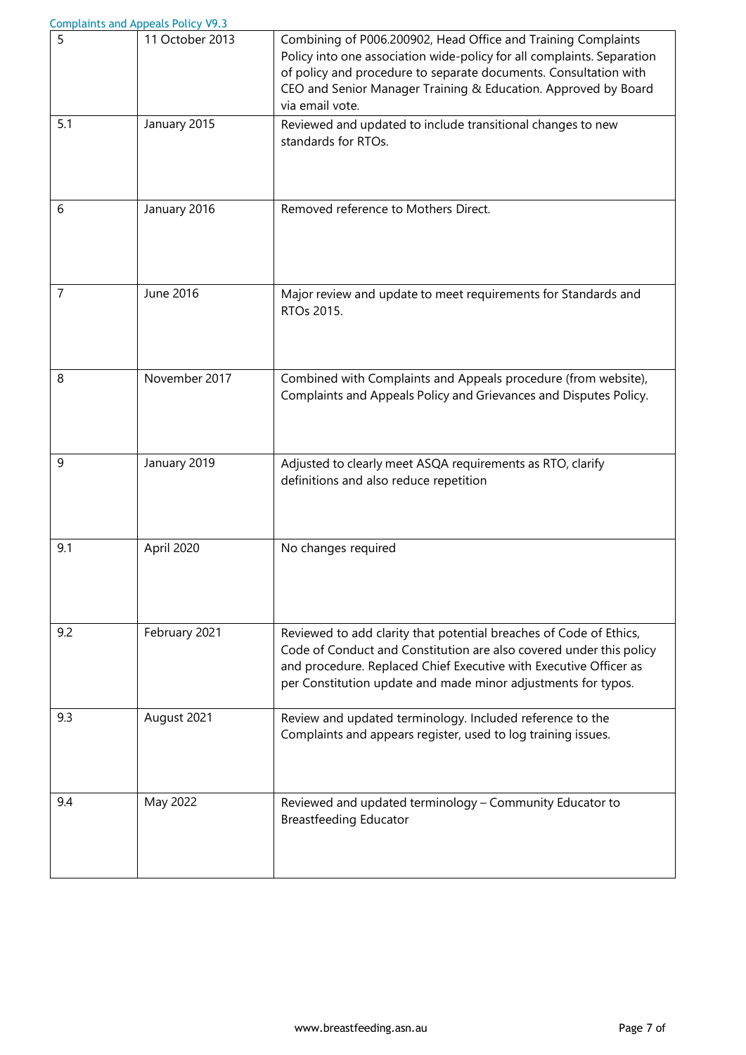| 5 | 11 October 2013 | Combining of P006.200902, Head Office and Training Complaints Policy into one association wide-policy for all complaints. Separation of policy and procedure to separate documents. Consultation with CEO and Senior Manager Training & Education. Approved by Board via email vote. |
|---|---|---|
| 5.1 | January 2015 | Reviewed and updated to include transitional changes to new standards for RTOs. |
| 6 | January 2016 | Removed reference to Mothers Direct. |
| 7 | June 2016 | Major review and update to meet requirements for Standards and RTOs 2015. |
| 8 | November 2017 | Combined with Complaints and Appeals procedure (from website), Complaints and Appeals Policy and Grievances and Disputes Policy. |
| 9 | January 2019 | Adjusted to clearly meet ASQA requirements as RTO, clarify definitions and also reduce repetition |
| 9.1 | April 2020 | No changes required |
| 9.2 | February 2021 | Reviewed to add clarity that potential breaches of Code of Ethics, Code of Conduct and Constitution are also covered under this policy and procedure. Replaced Chief Executive with Executive Officer as per Constitution update and made minor adjustments for typos. |
| 9.3 | August 2021 | Review and updated terminology. Included reference to the Complaints and appears register, used to log training issues. |
| 9.4 | May 2022 | Reviewed and updated terminology – Community Educator to Breastfeeding Educator |